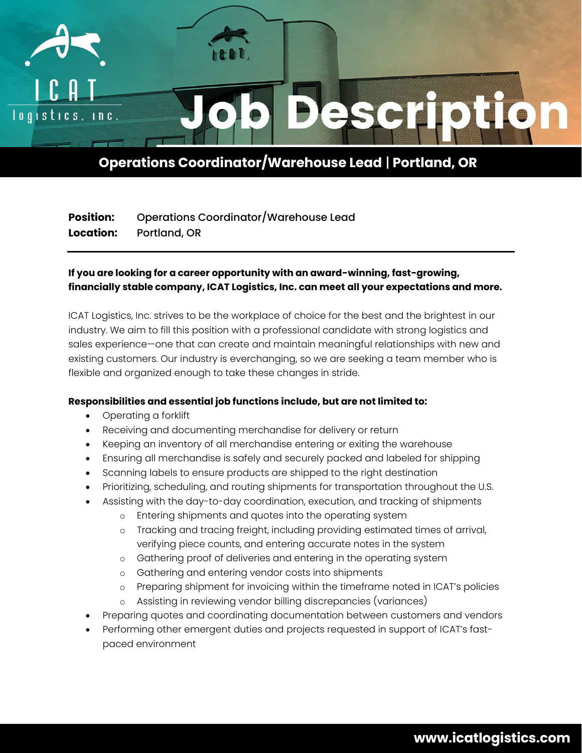# Job Description

## Operations Coordinator/Warehouse Lead | Portland, OR

**Position:** Operations Coordinator/Warehouse Lead
**Location:** Portland, OR

---

**If you are looking for a career opportunity with an award-winning, fast-growing, financially stable company, ICAT Logistics, Inc. can meet all your expectations and more.**

ICAT Logistics, Inc. strives to be the workplace of choice for the best and the brightest in our industry. We aim to fill this position with a professional candidate with strong logistics and sales experience—one that can create and maintain meaningful relationships with new and existing customers. Our industry is everchanging, so we are seeking a team member who is flexible and organized enough to take these changes in stride.

**Responsibilities and essential job functions include, but are not limited to:**

- Operating a forklift
- Receiving and documenting merchandise for delivery or return
- Keeping an inventory of all merchandise entering or exiting the warehouse
- Ensuring all merchandise is safely and securely packed and labeled for shipping
- Scanning labels to ensure products are shipped to the right destination
- Prioritizing, scheduling, and routing shipments for transportation throughout the U.S.
- Assisting with the day-to-day coordination, execution, and tracking of shipments
  - Entering shipments and quotes into the operating system
  - Tracking and tracing freight, including providing estimated times of arrival, verifying piece counts, and entering accurate notes in the system
  - Gathering proof of deliveries and entering in the operating system
  - Gathering and entering vendor costs into shipments
  - Preparing shipment for invoicing within the timeframe noted in ICAT's policies
  - Assisting in reviewing vendor billing discrepancies (variances)
- Preparing quotes and coordinating documentation between customers and vendors
- Performing other emergent duties and projects requested in support of ICAT's fast-paced environment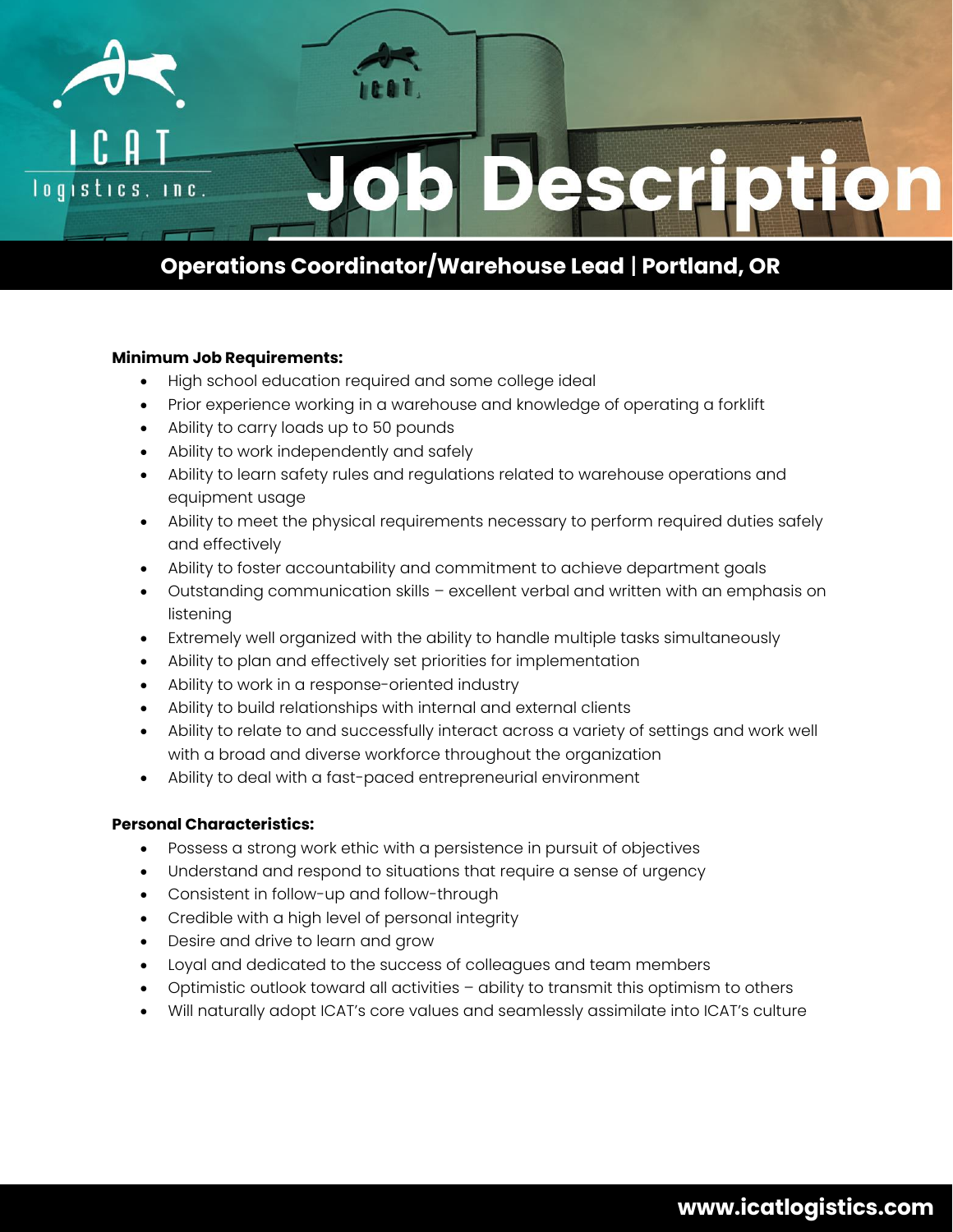# Job Description

## Operations Coordinator/Warehouse Lead | Portland, OR

**Minimum Job Requirements:**

- High school education required and some college ideal
- Prior experience working in a warehouse and knowledge of operating a forklift
- Ability to carry loads up to 50 pounds
- Ability to work independently and safely
- Ability to learn safety rules and regulations related to warehouse operations and equipment usage
- Ability to meet the physical requirements necessary to perform required duties safely and effectively
- Ability to foster accountability and commitment to achieve department goals
- Outstanding communication skills – excellent verbal and written with an emphasis on listening
- Extremely well organized with the ability to handle multiple tasks simultaneously
- Ability to plan and effectively set priorities for implementation
- Ability to work in a response-oriented industry
- Ability to build relationships with internal and external clients
- Ability to relate to and successfully interact across a variety of settings and work well with a broad and diverse workforce throughout the organization
- Ability to deal with a fast-paced entrepreneurial environment

**Personal Characteristics:**

- Possess a strong work ethic with a persistence in pursuit of objectives
- Understand and respond to situations that require a sense of urgency
- Consistent in follow-up and follow-through
- Credible with a high level of personal integrity
- Desire and drive to learn and grow
- Loyal and dedicated to the success of colleagues and team members
- Optimistic outlook toward all activities – ability to transmit this optimism to others
- Will naturally adopt ICAT's core values and seamlessly assimilate into ICAT's culture

www.icatlogistics.com